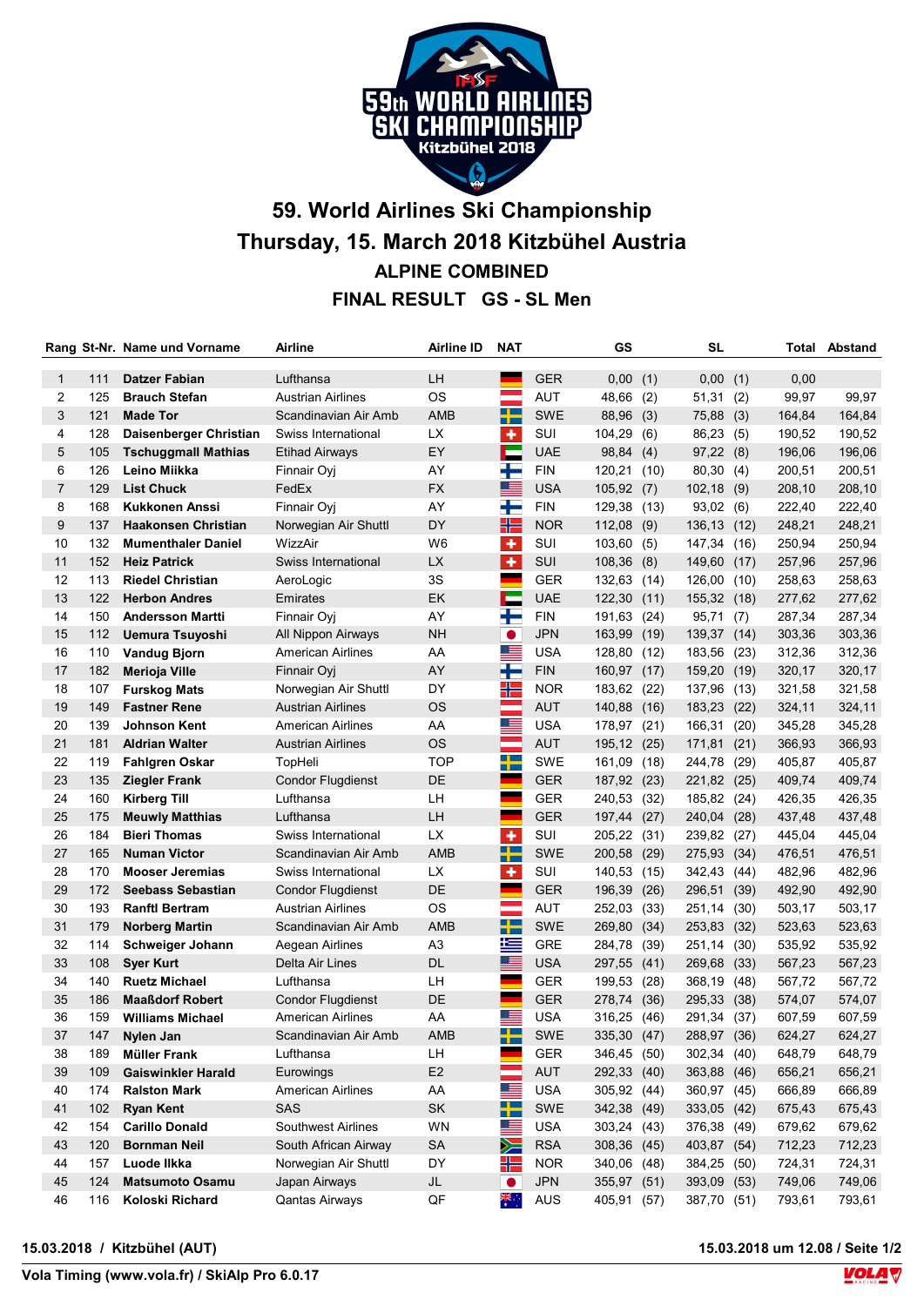# 59. World Airlines Ski Championship

## Thursday, 15. March 2018 Kitzbühel Austria

### ALPINE COMBINED

### FINAL RESULT GS - SL Men

| Rang | St-Nr. | Name und Vorname | Airline | Airline ID | NAT | GS | | SL | | Total | Abstand |
|---|---|---|---|---|---|---|---|---|---|---|---|
| 1 | 111 | **Datzer Fabian** | Lufthansa | LH | GER | 0,00 | (1) | 0,00 | (1) | 0,00 | |
| 2 | 125 | **Brauch Stefan** | Austrian Airlines | OS | AUT | 48,66 | (2) | 51,31 | (2) | 99,97 | 99,97 |
| 3 | 121 | **Made Tor** | Scandinavian Air Amb | AMB | SWE | 88,96 | (3) | 75,88 | (3) | 164,84 | 164,84 |
| 4 | 128 | **Daisenberger Christian** | Swiss International | LX | SUI | 104,29 | (6) | 86,23 | (5) | 190,52 | 190,52 |
| 5 | 105 | **Tschuggmall Mathias** | Etihad Airways | EY | UAE | 98,84 | (4) | 97,22 | (8) | 196,06 | 196,06 |
| 6 | 126 | **Leino Miikka** | Finnair Oyj | AY | FIN | 120,21 | (10) | 80,30 | (4) | 200,51 | 200,51 |
| 7 | 129 | **List Chuck** | FedEx | FX | USA | 105,92 | (7) | 102,18 | (9) | 208,10 | 208,10 |
| 8 | 168 | **Kukkonen Anssi** | Finnair Oyj | AY | FIN | 129,38 | (13) | 93,02 | (6) | 222,40 | 222,40 |
| 9 | 137 | **Haakonsen Christian** | Norwegian Air Shuttl | DY | NOR | 112,08 | (9) | 136,13 | (12) | 248,21 | 248,21 |
| 10 | 132 | **Mumenthaler Daniel** | WizzAir | W6 | SUI | 103,60 | (5) | 147,34 | (16) | 250,94 | 250,94 |
| 11 | 152 | **Heiz Patrick** | Swiss International | LX | SUI | 108,36 | (8) | 149,60 | (17) | 257,96 | 257,96 |
| 12 | 113 | **Riedel Christian** | AeroLogic | 3S | GER | 132,63 | (14) | 126,00 | (10) | 258,63 | 258,63 |
| 13 | 122 | **Herbon Andres** | Emirates | EK | UAE | 122,30 | (11) | 155,32 | (18) | 277,62 | 277,62 |
| 14 | 150 | **Andersson Martti** | Finnair Oyj | AY | FIN | 191,63 | (24) | 95,71 | (7) | 287,34 | 287,34 |
| 15 | 112 | **Uemura Tsuyoshi** | All Nippon Airways | NH | JPN | 163,99 | (19) | 139,37 | (14) | 303,36 | 303,36 |
| 16 | 110 | **Vandug Bjorn** | American Airlines | AA | USA | 128,80 | (12) | 183,56 | (23) | 312,36 | 312,36 |
| 17 | 182 | **Merioja Ville** | Finnair Oyj | AY | FIN | 160,97 | (17) | 159,20 | (19) | 320,17 | 320,17 |
| 18 | 107 | **Furskog Mats** | Norwegian Air Shuttl | DY | NOR | 183,62 | (22) | 137,96 | (13) | 321,58 | 321,58 |
| 19 | 149 | **Fastner Rene** | Austrian Airlines | OS | AUT | 140,88 | (16) | 183,23 | (22) | 324,11 | 324,11 |
| 20 | 139 | **Johnson Kent** | American Airlines | AA | USA | 178,97 | (21) | 166,31 | (20) | 345,28 | 345,28 |
| 21 | 181 | **Aldrian Walter** | Austrian Airlines | OS | AUT | 195,12 | (25) | 171,81 | (21) | 366,93 | 366,93 |
| 22 | 119 | **Fahlgren Oskar** | TopHeli | TOP | SWE | 161,09 | (18) | 244,78 | (29) | 405,87 | 405,87 |
| 23 | 135 | **Ziegler Frank** | Condor Flugdienst | DE | GER | 187,92 | (23) | 221,82 | (25) | 409,74 | 409,74 |
| 24 | 160 | **Kirberg Till** | Lufthansa | LH | GER | 240,53 | (32) | 185,82 | (24) | 426,35 | 426,35 |
| 25 | 175 | **Meuwly Matthias** | Lufthansa | LH | GER | 197,44 | (27) | 240,04 | (28) | 437,48 | 437,48 |
| 26 | 184 | **Bieri Thomas** | Swiss International | LX | SUI | 205,22 | (31) | 239,82 | (27) | 445,04 | 445,04 |
| 27 | 165 | **Numan Victor** | Scandinavian Air Amb | AMB | SWE | 200,58 | (29) | 275,93 | (34) | 476,51 | 476,51 |
| 28 | 170 | **Mooser Jeremias** | Swiss International | LX | SUI | 140,53 | (15) | 342,43 | (44) | 482,96 | 482,96 |
| 29 | 172 | **Seebass Sebastian** | Condor Flugdienst | DE | GER | 196,39 | (26) | 296,51 | (39) | 492,90 | 492,90 |
| 30 | 193 | **Ranftl Bertram** | Austrian Airlines | OS | AUT | 252,03 | (33) | 251,14 | (30) | 503,17 | 503,17 |
| 31 | 179 | **Norberg Martin** | Scandinavian Air Amb | AMB | SWE | 269,80 | (34) | 253,83 | (32) | 523,63 | 523,63 |
| 32 | 114 | **Schweiger Johann** | Aegean Airlines | A3 | GRE | 284,78 | (39) | 251,14 | (30) | 535,92 | 535,92 |
| 33 | 108 | **Syer Kurt** | Delta Air Lines | DL | USA | 297,55 | (41) | 269,68 | (33) | 567,23 | 567,23 |
| 34 | 140 | **Ruetz Michael** | Lufthansa | LH | GER | 199,53 | (28) | 368,19 | (48) | 567,72 | 567,72 |
| 35 | 186 | **Maaßdorf Robert** | Condor Flugdienst | DE | GER | 278,74 | (36) | 295,33 | (38) | 574,07 | 574,07 |
| 36 | 159 | **Williams Michael** | American Airlines | AA | USA | 316,25 | (46) | 291,34 | (37) | 607,59 | 607,59 |
| 37 | 147 | **Nylen Jan** | Scandinavian Air Amb | AMB | SWE | 335,30 | (47) | 288,97 | (36) | 624,27 | 624,27 |
| 38 | 189 | **Müller Frank** | Lufthansa | LH | GER | 346,45 | (50) | 302,34 | (40) | 648,79 | 648,79 |
| 39 | 109 | **Gaiswinkler Harald** | Eurowings | E2 | AUT | 292,33 | (40) | 363,88 | (46) | 656,21 | 656,21 |
| 40 | 174 | **Ralston Mark** | American Airlines | AA | USA | 305,92 | (44) | 360,97 | (45) | 666,89 | 666,89 |
| 41 | 102 | **Ryan Kent** | SAS | SK | SWE | 342,38 | (49) | 333,05 | (42) | 675,43 | 675,43 |
| 42 | 154 | **Carillo Donald** | Southwest Airlines | WN | USA | 303,24 | (43) | 376,38 | (49) | 679,62 | 679,62 |
| 43 | 120 | **Bornman Neil** | South African Airway | SA | RSA | 308,36 | (45) | 403,87 | (54) | 712,23 | 712,23 |
| 44 | 157 | **Luode Ilkka** | Norwegian Air Shuttl | DY | NOR | 340,06 | (48) | 384,25 | (50) | 724,31 | 724,31 |
| 45 | 124 | **Matsumoto Osamu** | Japan Airways | JL | JPN | 355,97 | (51) | 393,09 | (53) | 749,06 | 749,06 |
| 46 | 116 | **Koloski Richard** | Qantas Airways | QF | AUS | 405,91 | (57) | 387,70 | (51) | 793,61 | 793,61 |

**15.03.2018 / Kitzbühel (AUT)**

**15.03.2018 um 12.08 / Seite 1/2**

**Vola Timing (www.vola.fr) / SkiAlp Pro 6.0.17**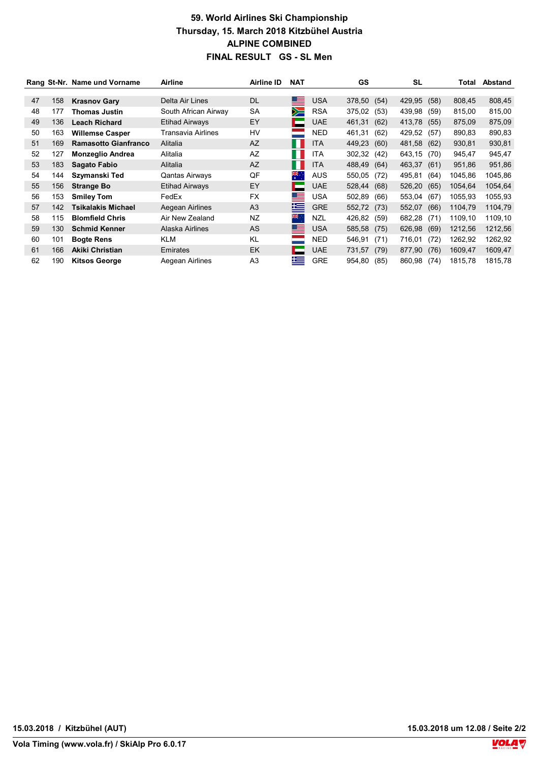# 59. World Airlines Ski Championship
## Thursday, 15. March 2018 Kitzbühel Austria
## ALPINE COMBINED
## FINAL RESULT GS - SL Men

| Rang | St-Nr. | Name und Vorname | Airline | Airline ID | NAT | GS | | SL | | Total | Abstand |
|---|---|---|---|---|---|---|---|---|---|---|---|
| 47 | 158 | **Krasnov Gary** | Delta Air Lines | DL | USA | 378,50 | (54) | 429,95 | (58) | 808,45 | 808,45 |
| 48 | 177 | **Thomas Justin** | South African Airway | SA | RSA | 375,02 | (53) | 439,98 | (59) | 815,00 | 815,00 |
| 49 | 136 | **Leach Richard** | Etihad Airways | EY | UAE | 461,31 | (62) | 413,78 | (55) | 875,09 | 875,09 |
| 50 | 163 | **Willemse Casper** | Transavia Airlines | HV | NED | 461,31 | (62) | 429,52 | (57) | 890,83 | 890,83 |
| 51 | 169 | **Ramasotto Gianfranco** | Alitalia | AZ | ITA | 449,23 | (60) | 481,58 | (62) | 930,81 | 930,81 |
| 52 | 127 | **Monzeglio Andrea** | Alitalia | AZ | ITA | 302,32 | (42) | 643,15 | (70) | 945,47 | 945,47 |
| 53 | 183 | **Sagato Fabio** | Alitalia | AZ | ITA | 488,49 | (64) | 463,37 | (61) | 951,86 | 951,86 |
| 54 | 144 | **Szymanski Ted** | Qantas Airways | QF | AUS | 550,05 | (72) | 495,81 | (64) | 1045,86 | 1045,86 |
| 55 | 156 | **Strange Bo** | Etihad Airways | EY | UAE | 528,44 | (68) | 526,20 | (65) | 1054,64 | 1054,64 |
| 56 | 153 | **Smiley Tom** | FedEx | FX | USA | 502,89 | (66) | 553,04 | (67) | 1055,93 | 1055,93 |
| 57 | 142 | **Tsikalakis Michael** | Aegean Airlines | A3 | GRE | 552,72 | (73) | 552,07 | (66) | 1104,79 | 1104,79 |
| 58 | 115 | **Blomfield Chris** | Air New Zealand | NZ | NZL | 426,82 | (59) | 682,28 | (71) | 1109,10 | 1109,10 |
| 59 | 130 | **Schmid Kenner** | Alaska Airlines | AS | USA | 585,58 | (75) | 626,98 | (69) | 1212,56 | 1212,56 |
| 60 | 101 | **Bogte Rens** | KLM | KL | NED | 546,91 | (71) | 716,01 | (72) | 1262,92 | 1262,92 |
| 61 | 166 | **Akiki Christian** | Emirates | EK | UAE | 731,57 | (79) | 877,90 | (76) | 1609,47 | 1609,47 |
| 62 | 190 | **Kitsos George** | Aegean Airlines | A3 | GRE | 954,80 | (85) | 860,98 | (74) | 1815,78 | 1815,78 |

**15.03.2018 / Kitzbühel (AUT)** **15.03.2018 um 12.08**

**Vola Timing (www.vola.fr) / SkiAlp Pro 6.0.17**